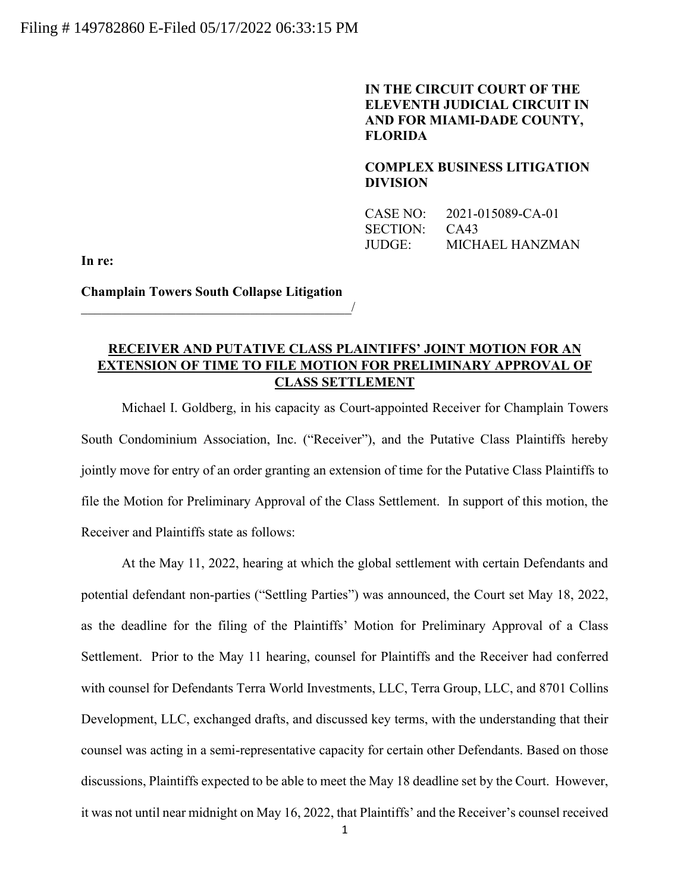Filing # 149782860 E-Filed 05/17/2022 06:33:15 PM

**IN THE CIRCUIT COURT OF THE ELEVENTH JUDICIAL CIRCUIT IN AND FOR MIAMI-DADE COUNTY, FLORIDA**

**COMPLEX BUSINESS LITIGATION DIVISION**

CASE NO: 2021-015089-CA-01
SECTION: CA43
JUDGE: MICHAEL HANZMAN

**In re:**

**Champlain Towers South Collapse Litigation**
_________________________________________/

**RECEIVER AND PUTATIVE CLASS PLAINTIFFS' JOINT MOTION FOR AN EXTENSION OF TIME TO FILE MOTION FOR PRELIMINARY APPROVAL OF CLASS SETTLEMENT**

Michael I. Goldberg, in his capacity as Court-appointed Receiver for Champlain Towers South Condominium Association, Inc. ("Receiver"), and the Putative Class Plaintiffs hereby jointly move for entry of an order granting an extension of time for the Putative Class Plaintiffs to file the Motion for Preliminary Approval of the Class Settlement. In support of this motion, the Receiver and Plaintiffs state as follows:

At the May 11, 2022, hearing at which the global settlement with certain Defendants and potential defendant non-parties ("Settling Parties") was announced, the Court set May 18, 2022, as the deadline for the filing of the Plaintiffs' Motion for Preliminary Approval of a Class Settlement. Prior to the May 11 hearing, counsel for Plaintiffs and the Receiver had conferred with counsel for Defendants Terra World Investments, LLC, Terra Group, LLC, and 8701 Collins Development, LLC, exchanged drafts, and discussed key terms, with the understanding that their counsel was acting in a semi-representative capacity for certain other Defendants. Based on those discussions, Plaintiffs expected to be able to meet the May 18 deadline set by the Court. However, it was not until near midnight on May 16, 2022, that Plaintiffs' and the Receiver's counsel received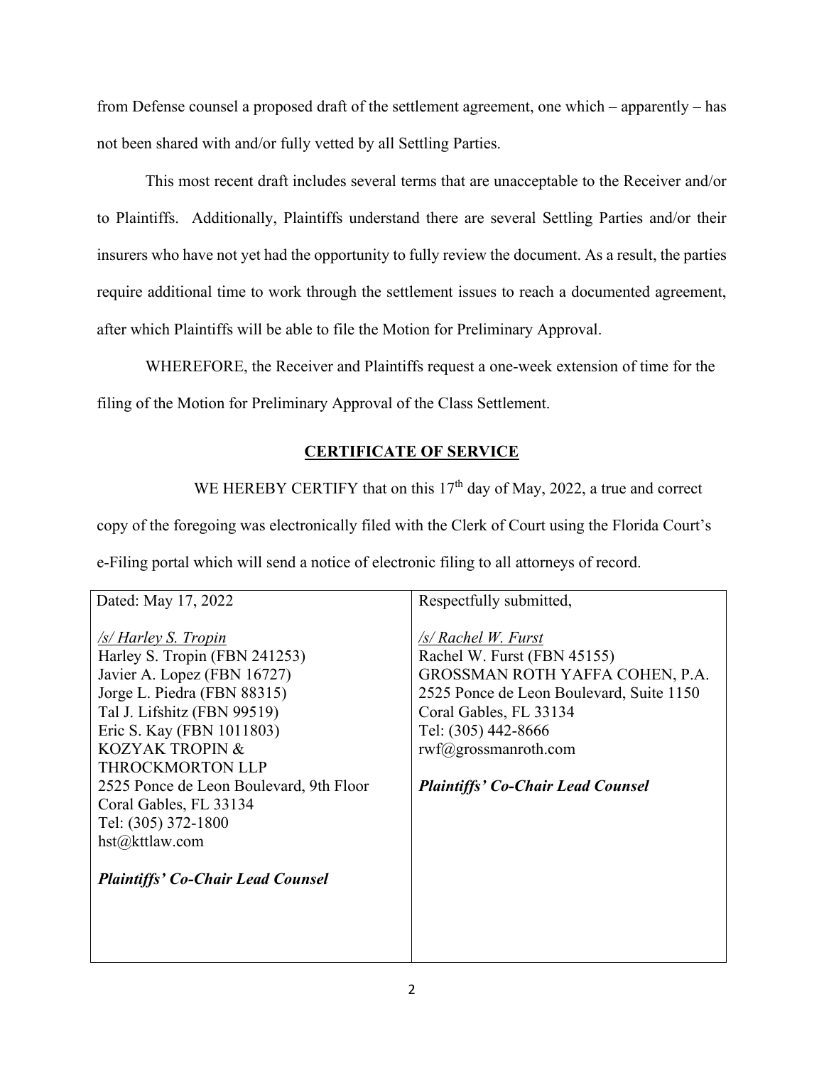from Defense counsel a proposed draft of the settlement agreement, one which – apparently – has not been shared with and/or fully vetted by all Settling Parties.

This most recent draft includes several terms that are unacceptable to the Receiver and/or to Plaintiffs. Additionally, Plaintiffs understand there are several Settling Parties and/or their insurers who have not yet had the opportunity to fully review the document. As a result, the parties require additional time to work through the settlement issues to reach a documented agreement, after which Plaintiffs will be able to file the Motion for Preliminary Approval.

WHEREFORE, the Receiver and Plaintiffs request a one-week extension of time for the filing of the Motion for Preliminary Approval of the Class Settlement.

## CERTIFICATE OF SERVICE

WE HEREBY CERTIFY that on this 17th day of May, 2022, a true and correct copy of the foregoing was electronically filed with the Clerk of Court using the Florida Court's e-Filing portal which will send a notice of electronic filing to all attorneys of record.

| Dated: May 17, 2022 | Respectfully submitted, |
|---|---|
| /s/ Harley S. Tropin<br>Harley S. Tropin (FBN 241253)<br>Javier A. Lopez (FBN 16727)<br>Jorge L. Piedra (FBN 88315)<br>Tal J. Lifshitz (FBN 99519)<br>Eric S. Kay (FBN 1011803)<br>KOZYAK TROPIN & THROCKMORTON LLP<br>2525 Ponce de Leon Boulevard, 9th Floor<br>Coral Gables, FL 33134<br>Tel: (305) 372-1800<br>hst@kttlaw.com<br><br>***Plaintiffs' Co-Chair Lead Counsel*** | /s/ Rachel W. Furst<br>Rachel W. Furst (FBN 45155)<br>GROSSMAN ROTH YAFFA COHEN, P.A.<br>2525 Ponce de Leon Boulevard, Suite 1150<br>Coral Gables, FL 33134<br>Tel: (305) 442-8666<br>rwf@grossmanroth.com<br><br>***Plaintiffs' Co-Chair Lead Counsel*** |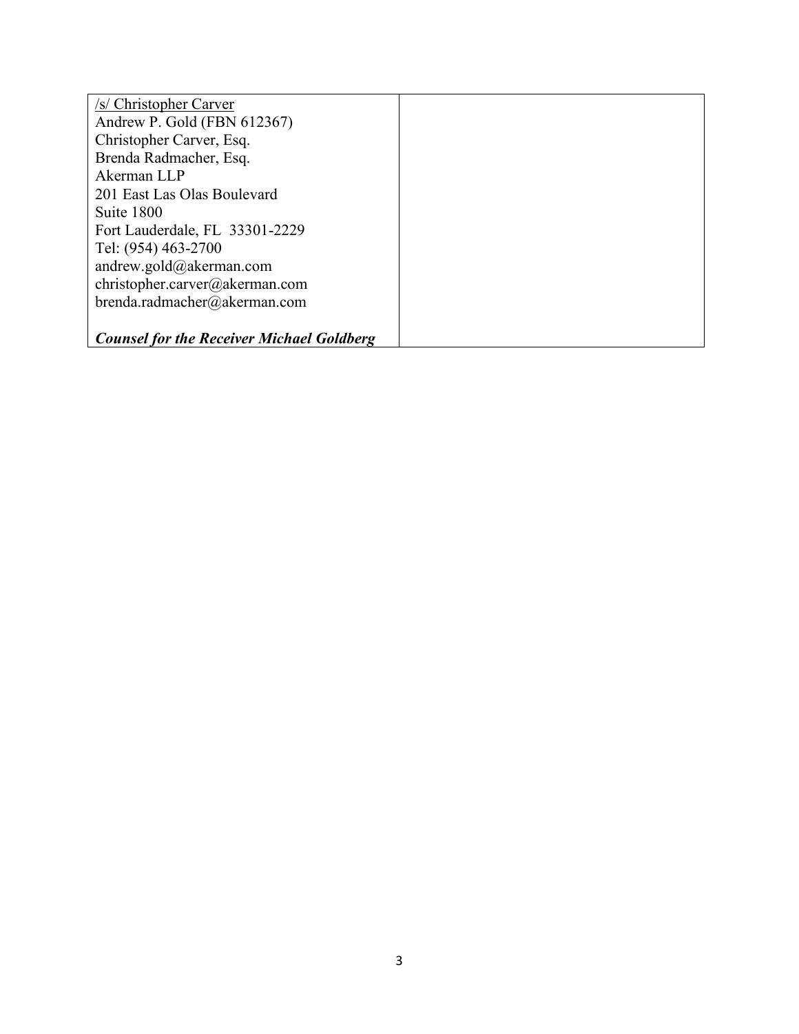| | |
|---|---|
| /s/ Christopher Carver<br>Andrew P. Gold (FBN 612367)<br>Christopher Carver, Esq.<br>Brenda Radmacher, Esq.<br>Akerman LLP<br>201 East Las Olas Boulevard<br>Suite 1800<br>Fort Lauderdale, FL 33301-2229<br>Tel: (954) 463-2700<br>andrew.gold@akerman.com<br>christopher.carver@akerman.com<br>brenda.radmacher@akerman.com<br><br>***Counsel for the Receiver Michael Goldberg*** | |